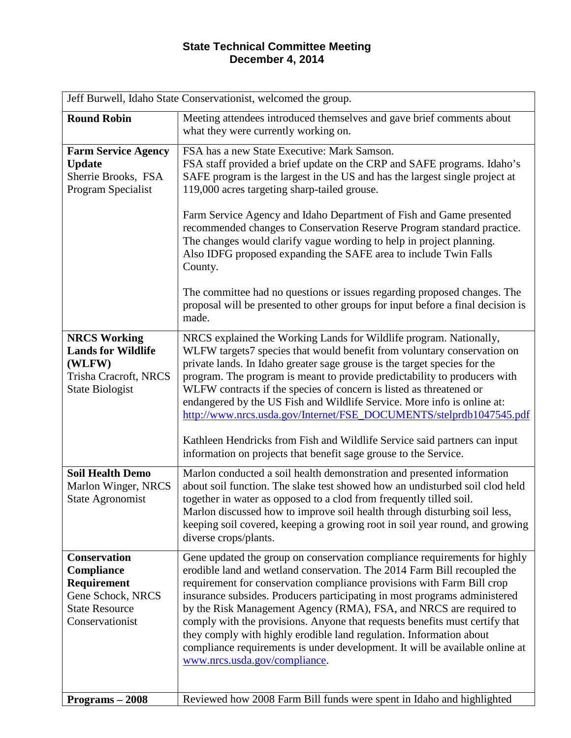# State Technical Committee Meeting
## December 4, 2014

| Jeff Burwell, Idaho State Conservationist, welcomed the group. | |
|---|---|
| **Round Robin** | Meeting attendees introduced themselves and gave brief comments about what they were currently working on. |
| **Farm Service Agency Update**<br>Sherrie Brooks, FSA Program Specialist | FSA has a new State Executive: Mark Samson.<br>FSA staff provided a brief update on the CRP and SAFE programs. Idaho's SAFE program is the largest in the US and has the largest single project at 119,000 acres targeting sharp-tailed grouse.<br><br>Farm Service Agency and Idaho Department of Fish and Game presented recommended changes to Conservation Reserve Program standard practice. The changes would clarify vague wording to help in project planning. Also IDFG proposed expanding the SAFE area to include Twin Falls County.<br><br>The committee had no questions or issues regarding proposed changes. The proposal will be presented to other groups for input before a final decision is made. |
| **NRCS Working Lands for Wildlife (WLFW)**<br>Trisha Cracroft, NRCS State Biologist | NRCS explained the Working Lands for Wildlife program. Nationally, WLFW targets7 species that would benefit from voluntary conservation on private lands. In Idaho greater sage grouse is the target species for the program. The program is meant to provide predictability to producers with WLFW contracts if the species of concern is listed as threatened or endangered by the US Fish and Wildlife Service. More info is online at: [http://www.nrcs.usda.gov/Internet/FSE_DOCUMENTS/stelprdb1047545.pdf](http://www.nrcs.usda.gov/Internet/FSE_DOCUMENTS/stelprdb1047545.pdf)<br><br>Kathleen Hendricks from Fish and Wildlife Service said partners can input information on projects that benefit sage grouse to the Service. |
| **Soil Health Demo**<br>Marlon Winger, NRCS State Agronomist | Marlon conducted a soil health demonstration and presented information about soil function. The slake test showed how an undisturbed soil clod held together in water as opposed to a clod from frequently tilled soil.<br>Marlon discussed how to improve soil health through disturbing soil less, keeping soil covered, keeping a growing root in soil year round, and growing diverse crops/plants. |
| **Conservation Compliance Requirement**<br>Gene Schock, NRCS State Resource Conservationist | Gene updated the group on conservation compliance requirements for highly erodible land and wetland conservation. The 2014 Farm Bill recoupled the requirement for conservation compliance provisions with Farm Bill crop insurance subsides. Producers participating in most programs administered by the Risk Management Agency (RMA), FSA, and NRCS are required to comply with the provisions. Anyone that requests benefits must certify that they comply with highly erodible land regulation. Information about compliance requirements is under development. It will be available online at [www.nrcs.usda.gov/compliance](www.nrcs.usda.gov/compliance). |
| **Programs – 2008** | Reviewed how 2008 Farm Bill funds were spent in Idaho and highlighted |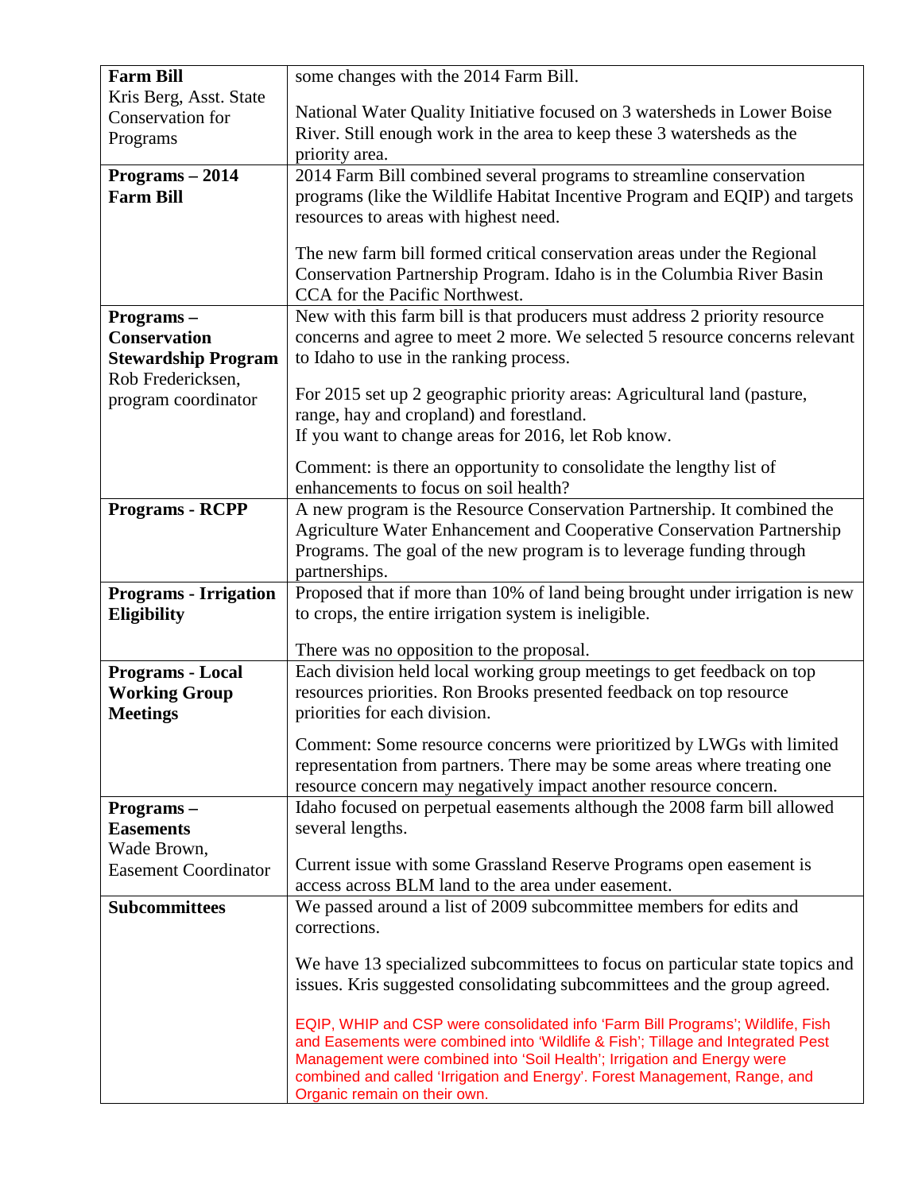| | |
|---|---|
| **Farm Bill**<br>Kris Berg, Asst. State Conservation for Programs | some changes with the 2014 Farm Bill.<br><br>National Water Quality Initiative focused on 3 watersheds in Lower Boise River. Still enough work in the area to keep these 3 watersheds as the priority area. |
| **Programs – 2014 Farm Bill** | 2014 Farm Bill combined several programs to streamline conservation programs (like the Wildlife Habitat Incentive Program and EQIP) and targets resources to areas with highest need.<br><br>The new farm bill formed critical conservation areas under the Regional Conservation Partnership Program. Idaho is in the Columbia River Basin CCA for the Pacific Northwest. |
| **Programs – Conservation Stewardship Program**<br>Rob Fredericksen, program coordinator | New with this farm bill is that producers must address 2 priority resource concerns and agree to meet 2 more. We selected 5 resource concerns relevant to Idaho to use in the ranking process.<br><br>For 2015 set up 2 geographic priority areas: Agricultural land (pasture, range, hay and cropland) and forestland.<br>If you want to change areas for 2016, let Rob know.<br><br>Comment: is there an opportunity to consolidate the lengthy list of enhancements to focus on soil health? |
| **Programs - RCPP** | A new program is the Resource Conservation Partnership. It combined the Agriculture Water Enhancement and Cooperative Conservation Partnership Programs. The goal of the new program is to leverage funding through partnerships. |
| **Programs - Irrigation Eligibility** | Proposed that if more than 10% of land being brought under irrigation is new to crops, the entire irrigation system is ineligible.<br><br>There was no opposition to the proposal. |
| **Programs - Local Working Group Meetings** | Each division held local working group meetings to get feedback on top resources priorities. Ron Brooks presented feedback on top resource priorities for each division.<br><br>Comment: Some resource concerns were prioritized by LWGs with limited representation from partners. There may be some areas where treating one resource concern may negatively impact another resource concern. |
| **Programs – Easements**<br>Wade Brown, Easement Coordinator | Idaho focused on perpetual easements although the 2008 farm bill allowed several lengths.<br><br>Current issue with some Grassland Reserve Programs open easement is access across BLM land to the area under easement. |
| **Subcommittees** | We passed around a list of 2009 subcommittee members for edits and corrections.<br><br>We have 13 specialized subcommittees to focus on particular state topics and issues. Kris suggested consolidating subcommittees and the group agreed.<br><br>EQIP, WHIP and CSP were consolidated info 'Farm Bill Programs'; Wildlife, Fish and Easements were combined into 'Wildlife & Fish'; Tillage and Integrated Pest Management were combined into 'Soil Health'; Irrigation and Energy were combined and called 'Irrigation and Energy'. Forest Management, Range, and Organic remain on their own. |